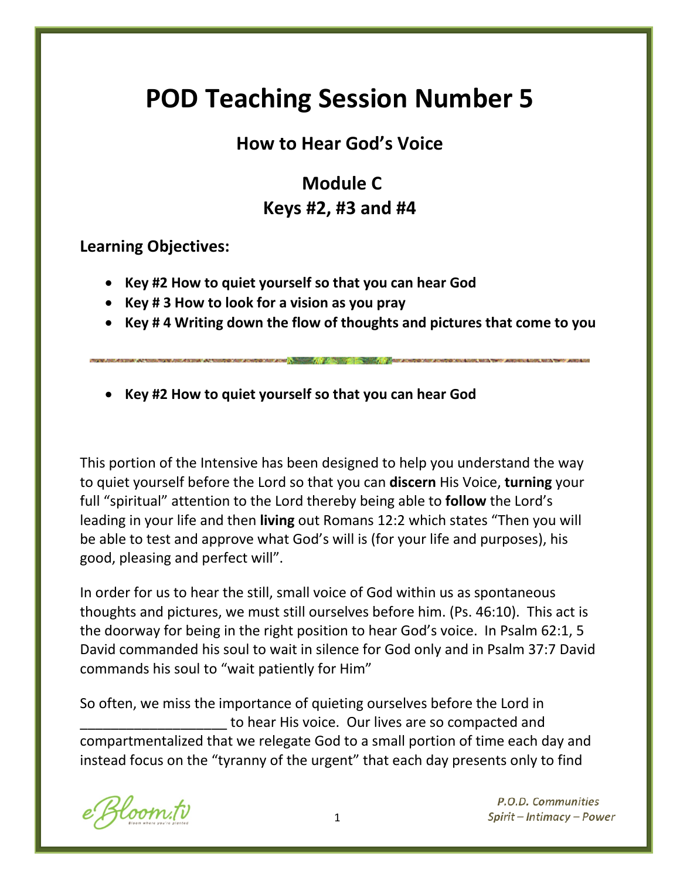# POD Teaching Session Number 5

## How to Hear God's Voice

## Module C
## Keys #2, #3 and #4

**Learning Objectives:**

- **Key #2 How to quiet yourself so that you can hear God**
- **Key # 3 How to look for a vision as you pray**
- **Key # 4 Writing down the flow of thoughts and pictures that come to you**

---

- **Key #2 How to quiet yourself so that you can hear God**

This portion of the Intensive has been designed to help you understand the way to quiet yourself before the Lord so that you can **discern** His Voice, **turning** your full "spiritual" attention to the Lord thereby being able to **follow** the Lord's leading in your life and then **living** out Romans 12:2 which states "Then you will be able to test and approve what God's will is (for your life and purposes), his good, pleasing and perfect will".

In order for us to hear the still, small voice of God within us as spontaneous thoughts and pictures, we must still ourselves before him. (Ps. 46:10). This act is the doorway for being in the right position to hear God's voice. In Psalm 62:1, 5 David commanded his soul to wait in silence for God only and in Psalm 37:7 David commands his soul to "wait patiently for Him"

So often, we miss the importance of quieting ourselves before the Lord in ___________________ to hear His voice. Our lives are so compacted and compartmentalized that we relegate God to a small portion of time each day and instead focus on the "tyranny of the urgent" that each day presents only to find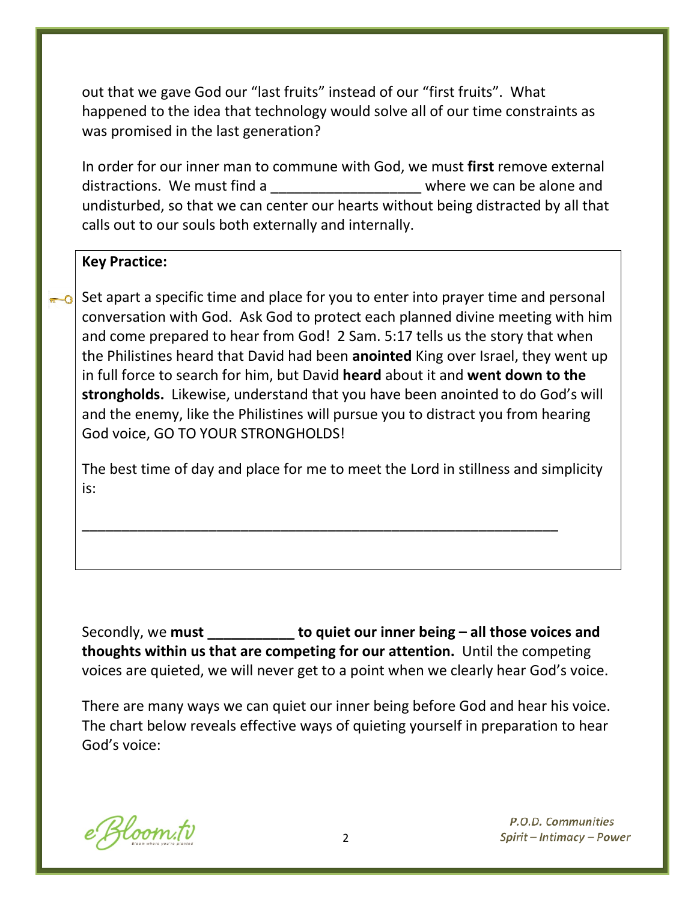out that we gave God our "last fruits" instead of our "first fruits". What happened to the idea that technology would solve all of our time constraints as was promised in the last generation?

In order for our inner man to commune with God, we must **first** remove external distractions. We must find a ___________________ where we can be alone and undisturbed, so that we can center our hearts without being distracted by all that calls out to our souls both externally and internally.

**Key Practice:**

Set apart a specific time and place for you to enter into prayer time and personal conversation with God. Ask God to protect each planned divine meeting with him and come prepared to hear from God! 2 Sam. 5:17 tells us the story that when the Philistines heard that David had been **anointed** King over Israel, they went up in full force to search for him, but David **heard** about it and **went down to the strongholds.** Likewise, understand that you have been anointed to do God's will and the enemy, like the Philistines will pursue you to distract you from hearing God voice, GO TO YOUR STRONGHOLDS!

The best time of day and place for me to meet the Lord in stillness and simplicity is:

_______________________________________________________________

Secondly, we **must ___________ to quiet our inner being – all those voices and thoughts within us that are competing for our attention.** Until the competing voices are quieted, we will never get to a point when we clearly hear God's voice.

There are many ways we can quiet our inner being before God and hear his voice. The chart below reveals effective ways of quieting yourself in preparation to hear God's voice: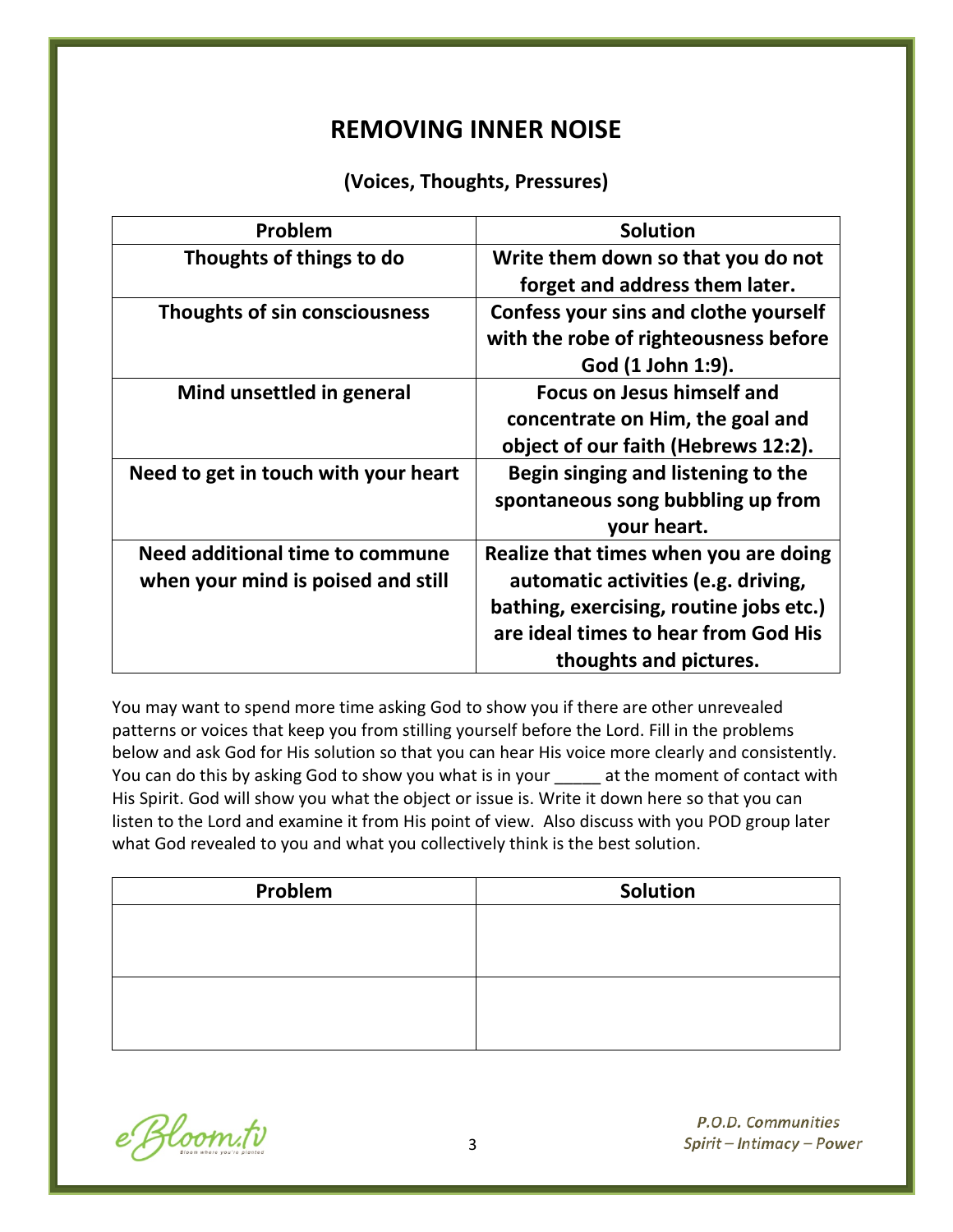# REMOVING INNER NOISE

**(Voices, Thoughts, Pressures)**

| Problem | Solution |
| --- | --- |
| **Thoughts of things to do** | **Write them down so that you do not forget and address them later.** |
| **Thoughts of sin consciousness** | **Confess your sins and clothe yourself with the robe of righteousness before God (1 John 1:9).** |
| **Mind unsettled in general** | **Focus on Jesus himself and concentrate on Him, the goal and object of our faith (Hebrews 12:2).** |
| **Need to get in touch with your heart** | **Begin singing and listening to the spontaneous song bubbling up from your heart.** |
| **Need additional time to commune when your mind is poised and still** | **Realize that times when you are doing automatic activities (e.g. driving, bathing, exercising, routine jobs etc.) are ideal times to hear from God His thoughts and pictures.** |

You may want to spend more time asking God to show you if there are other unrevealed patterns or voices that keep you from stilling yourself before the Lord. Fill in the problems below and ask God for His solution so that you can hear His voice more clearly and consistently. You can do this by asking God to show you what is in your _____ at the moment of contact with His Spirit. God will show you what the object or issue is. Write it down here so that you can listen to the Lord and examine it from His point of view. Also discuss with you POD group later what God revealed to you and what you collectively think is the best solution.

| Problem | Solution |
| --- | --- |
| | |
| | |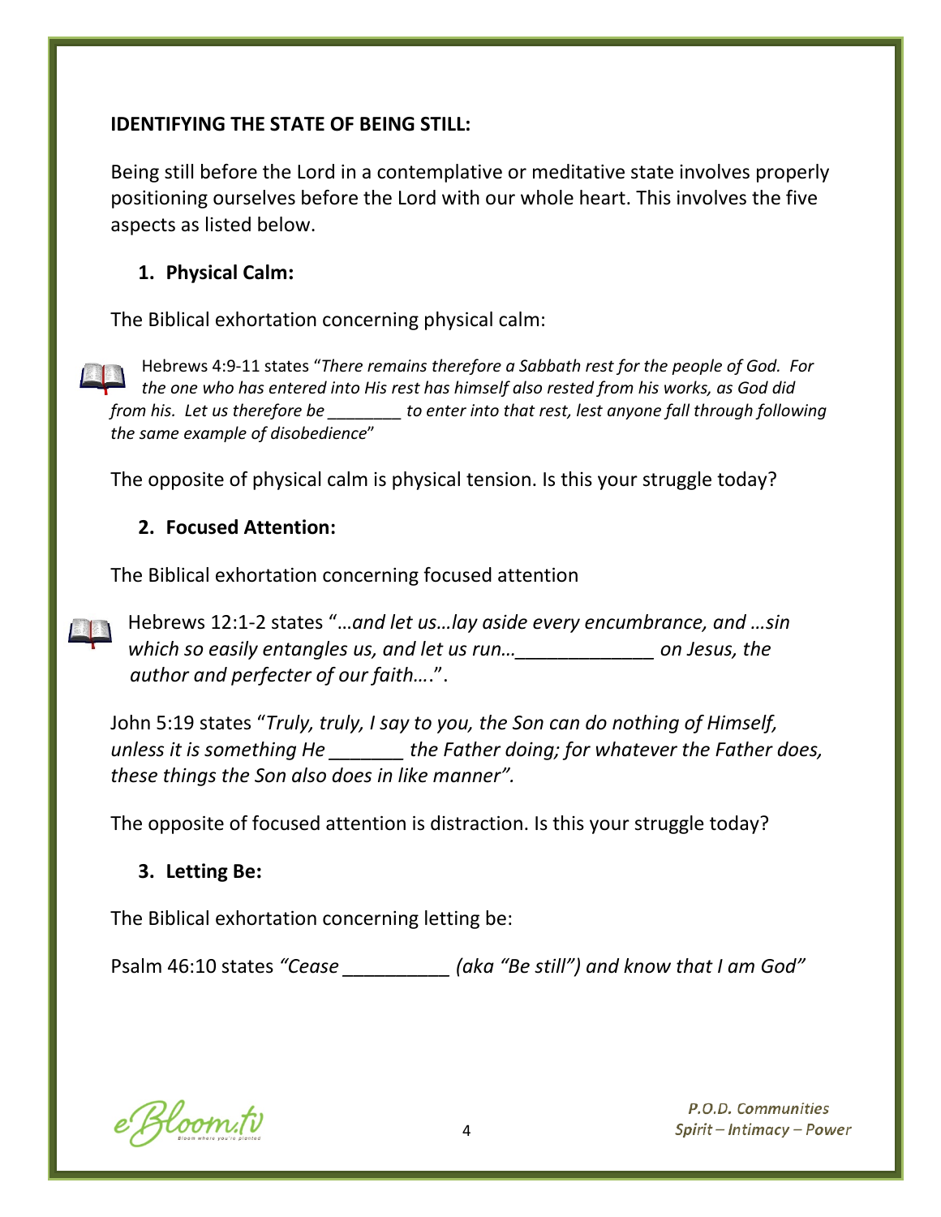**IDENTIFYING THE STATE OF BEING STILL:**

Being still before the Lord in a contemplative or meditative state involves properly positioning ourselves before the Lord with our whole heart. This involves the five aspects as listed below.

1. **Physical Calm:**

The Biblical exhortation concerning physical calm:

Hebrews 4:9-11 states "*There remains therefore a Sabbath rest for the people of God. For the one who has entered into His rest has himself also rested from his works, as God did from his. Let us therefore be ________ to enter into that rest, lest anyone fall through following the same example of disobedience*"

The opposite of physical calm is physical tension. Is this your struggle today?

2. **Focused Attention:**

The Biblical exhortation concerning focused attention

Hebrews 12:1-2 states "*…and let us…lay aside every encumbrance, and …sin which so easily entangles us, and let us run…_____________ on Jesus, the author and perfecter of our faith….*".

John 5:19 states "*Truly, truly, I say to you, the Son can do nothing of Himself, unless it is something He _______ the Father doing; for whatever the Father does, these things the Son also does in like manner".*

The opposite of focused attention is distraction. Is this your struggle today?

3. **Letting Be:**

The Biblical exhortation concerning letting be:

Psalm 46:10 states *"Cease __________ (aka "Be still") and know that I am God"*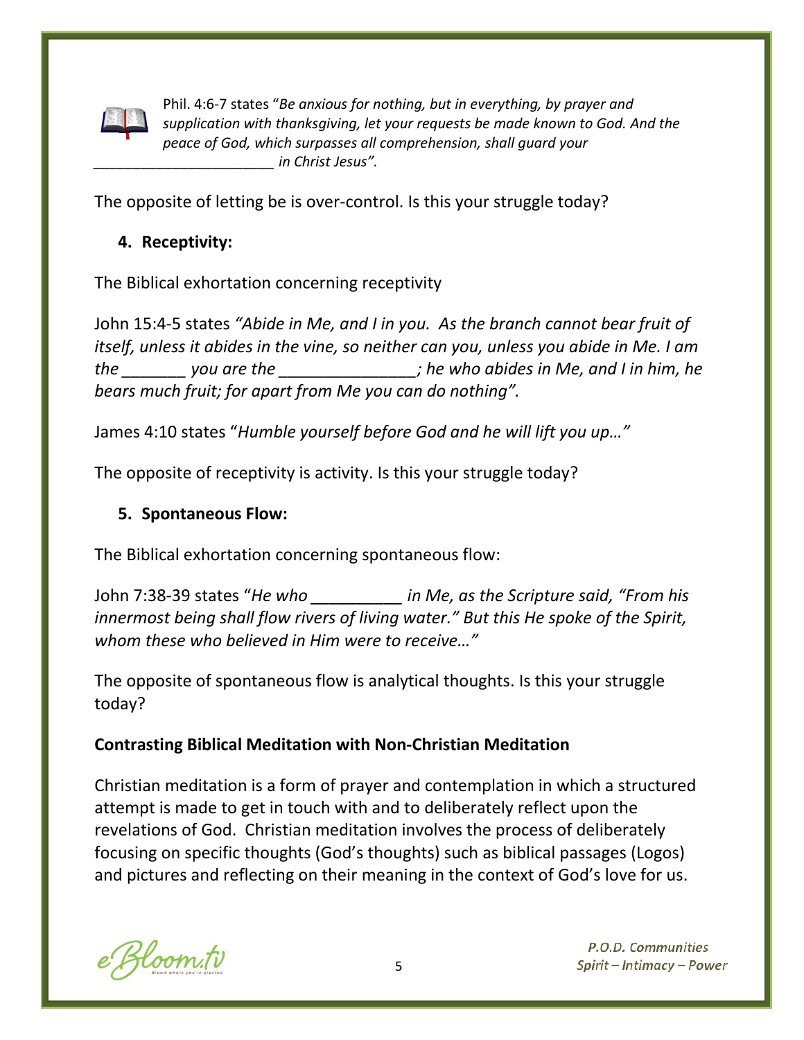Phil. 4:6-7 states "*Be anxious for nothing, but in everything, by prayer and supplication with thanksgiving, let your requests be made known to God. And the peace of God, which surpasses all comprehension, shall guard your ______________________ in Christ Jesus".*

The opposite of letting be is over-control. Is this your struggle today?

4. **Receptivity:**

The Biblical exhortation concerning receptivity

John 15:4-5 states *"Abide in Me, and I in you. As the branch cannot bear fruit of itself, unless it abides in the vine, so neither can you, unless you abide in Me. I am the _______ you are the _______________; he who abides in Me, and I in him, he bears much fruit; for apart from Me you can do nothing".*

James 4:10 states "*Humble yourself before God and he will lift you up…"*

The opposite of receptivity is activity. Is this your struggle today?

5. **Spontaneous Flow:**

The Biblical exhortation concerning spontaneous flow:

John 7:38-39 states "*He who __________ in Me, as the Scripture said, "From his innermost being shall flow rivers of living water." But this He spoke of the Spirit, whom these who believed in Him were to receive…"*

The opposite of spontaneous flow is analytical thoughts. Is this your struggle today?

**Contrasting Biblical Meditation with Non-Christian Meditation**

Christian meditation is a form of prayer and contemplation in which a structured attempt is made to get in touch with and to deliberately reflect upon the revelations of God. Christian meditation involves the process of deliberately focusing on specific thoughts (God's thoughts) such as biblical passages (Logos) and pictures and reflecting on their meaning in the context of God's love for us.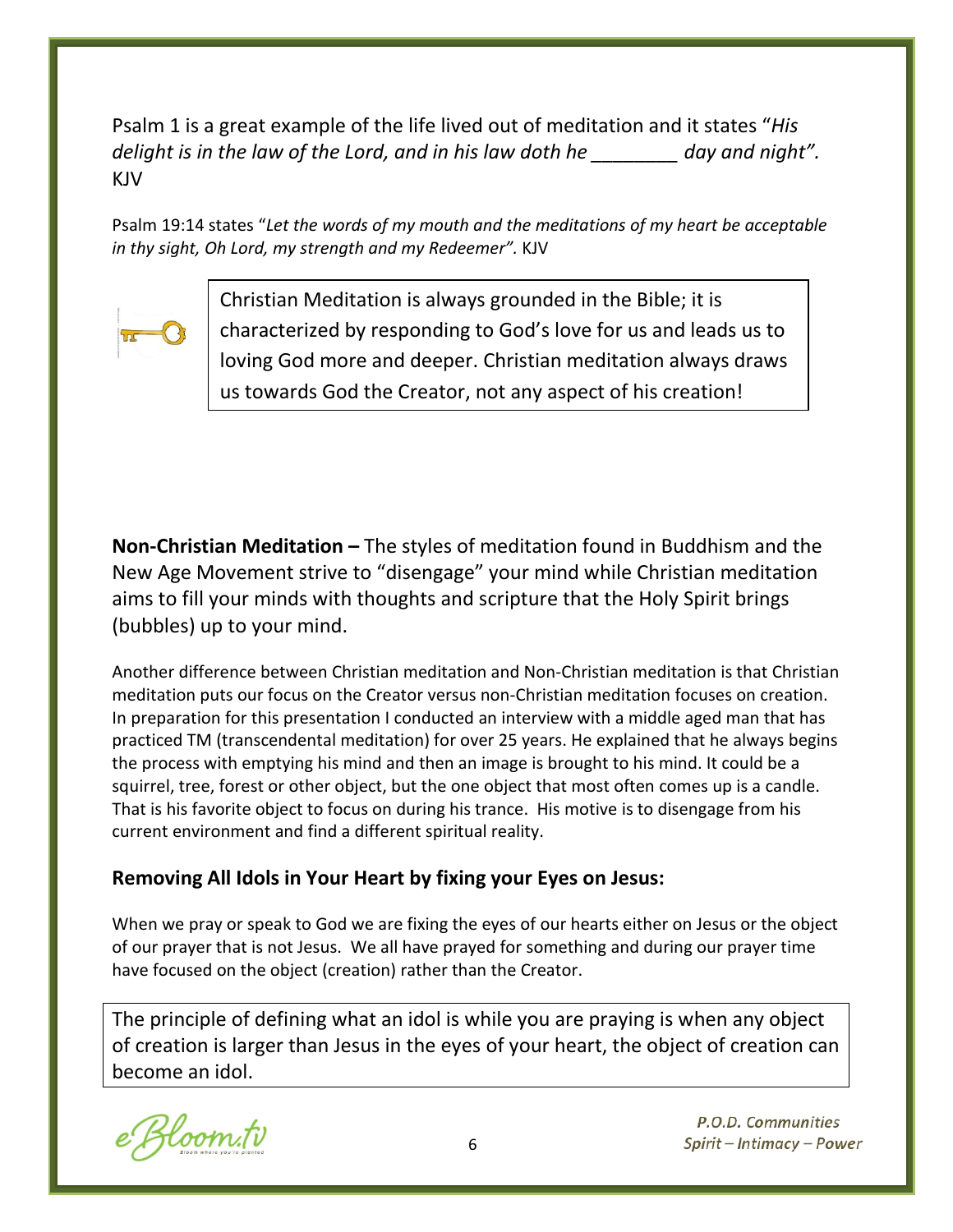Psalm 1 is a great example of the life lived out of meditation and it states "*His delight is in the law of the Lord, and in his law doth he ________ day and night".* KJV

Psalm 19:14 states "*Let the words of my mouth and the meditations of my heart be acceptable in thy sight, Oh Lord, my strength and my Redeemer".* KJV

Christian Meditation is always grounded in the Bible; it is characterized by responding to God's love for us and leads us to loving God more and deeper. Christian meditation always draws us towards God the Creator, not any aspect of his creation!

**Non-Christian Meditation –** The styles of meditation found in Buddhism and the New Age Movement strive to "disengage" your mind while Christian meditation aims to fill your minds with thoughts and scripture that the Holy Spirit brings (bubbles) up to your mind.

Another difference between Christian meditation and Non-Christian meditation is that Christian meditation puts our focus on the Creator versus non-Christian meditation focuses on creation. In preparation for this presentation I conducted an interview with a middle aged man that has practiced TM (transcendental meditation) for over 25 years. He explained that he always begins the process with emptying his mind and then an image is brought to his mind. It could be a squirrel, tree, forest or other object, but the one object that most often comes up is a candle. That is his favorite object to focus on during his trance. His motive is to disengage from his current environment and find a different spiritual reality.

### Removing All Idols in Your Heart by fixing your Eyes on Jesus:

When we pray or speak to God we are fixing the eyes of our hearts either on Jesus or the object of our prayer that is not Jesus. We all have prayed for something and during our prayer time have focused on the object (creation) rather than the Creator.

The principle of defining what an idol is while you are praying is when any object of creation is larger than Jesus in the eyes of your heart, the object of creation can become an idol.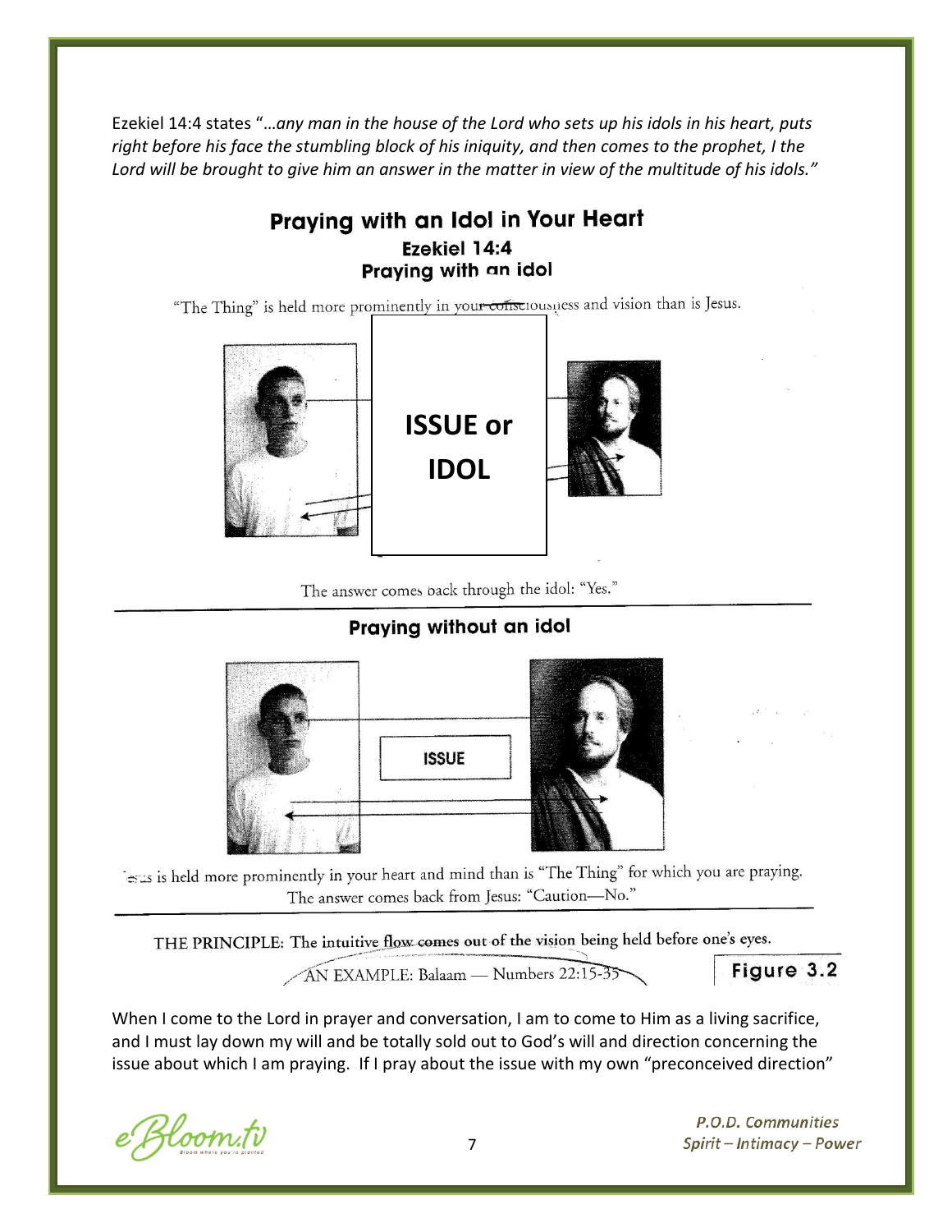Ezekiel 14:4 states "*…any man in the house of the Lord who sets up his idols in his heart, puts right before his face the stumbling block of his iniquity, and then comes to the prophet, I the Lord will be brought to give him an answer in the matter in view of the multitude of his idols."*

## Praying with an Idol in Your Heart

### Ezekiel 14:4

### Praying with an idol

"The Thing" is held more prominently in your consciousness and vision than is Jesus.

**ISSUE or IDOL**

The answer comes back through the idol: "Yes."

### Praying without an idol

**ISSUE**

Jesus is held more prominently in your heart and mind than is "The Thing" for which you are praying. The answer comes back from Jesus: "Caution—No."

THE PRINCIPLE: The intuitive flow comes out of the vision being held before one's eyes.

AN EXAMPLE: Balaam — Numbers 22:15-35

**Figure 3.2**

When I come to the Lord in prayer and conversation, I am to come to Him as a living sacrifice, and I must lay down my will and be totally sold out to God's will and direction concerning the issue about which I am praying. If I pray about the issue with my own "preconceived direction"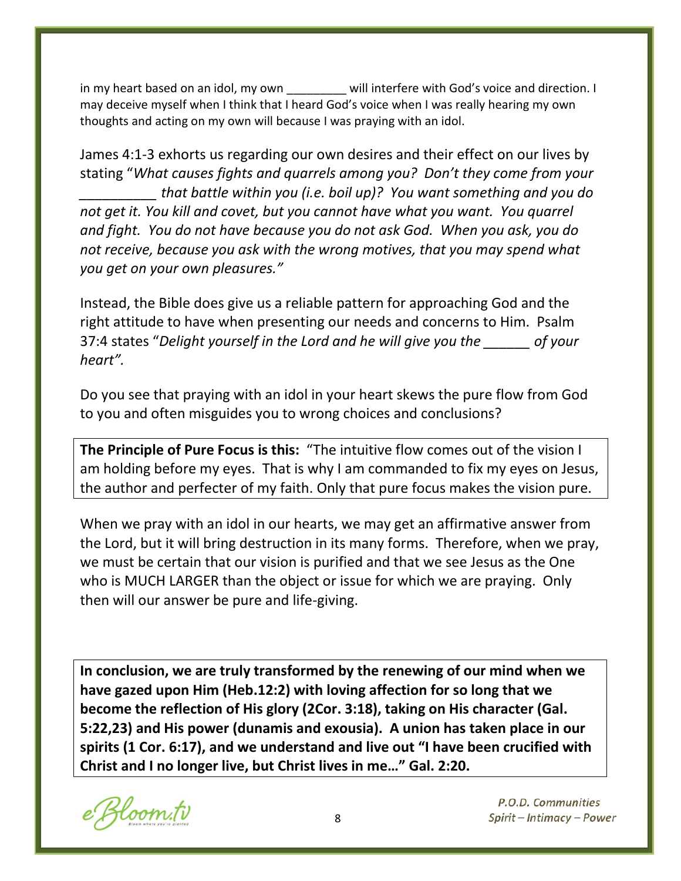in my heart based on an idol, my own _________ will interfere with God's voice and direction. I may deceive myself when I think that I heard God's voice when I was really hearing my own thoughts and acting on my own will because I was praying with an idol.

James 4:1-3 exhorts us regarding our own desires and their effect on our lives by stating "*What causes fights and quarrels among you? Don't they come from your __________ that battle within you (i.e. boil up)? You want something and you do not get it. You kill and covet, but you cannot have what you want. You quarrel and fight. You do not have because you do not ask God. When you ask, you do not receive, because you ask with the wrong motives, that you may spend what you get on your own pleasures."*

Instead, the Bible does give us a reliable pattern for approaching God and the right attitude to have when presenting our needs and concerns to Him. Psalm 37:4 states "*Delight yourself in the Lord and he will give you the ______ of your heart".*

Do you see that praying with an idol in your heart skews the pure flow from God to you and often misguides you to wrong choices and conclusions?

**The Principle of Pure Focus is this:** "The intuitive flow comes out of the vision I am holding before my eyes. That is why I am commanded to fix my eyes on Jesus, the author and perfecter of my faith. Only that pure focus makes the vision pure.

When we pray with an idol in our hearts, we may get an affirmative answer from the Lord, but it will bring destruction in its many forms. Therefore, when we pray, we must be certain that our vision is purified and that we see Jesus as the One who is MUCH LARGER than the object or issue for which we are praying. Only then will our answer be pure and life-giving.

**In conclusion, we are truly transformed by the renewing of our mind when we have gazed upon Him (Heb.12:2) with loving affection for so long that we become the reflection of His glory (2Cor. 3:18), taking on His character (Gal. 5:22,23) and His power (dunamis and exousia). A union has taken place in our spirits (1 Cor. 6:17), and we understand and live out "I have been crucified with Christ and I no longer live, but Christ lives in me…" Gal. 2:20.**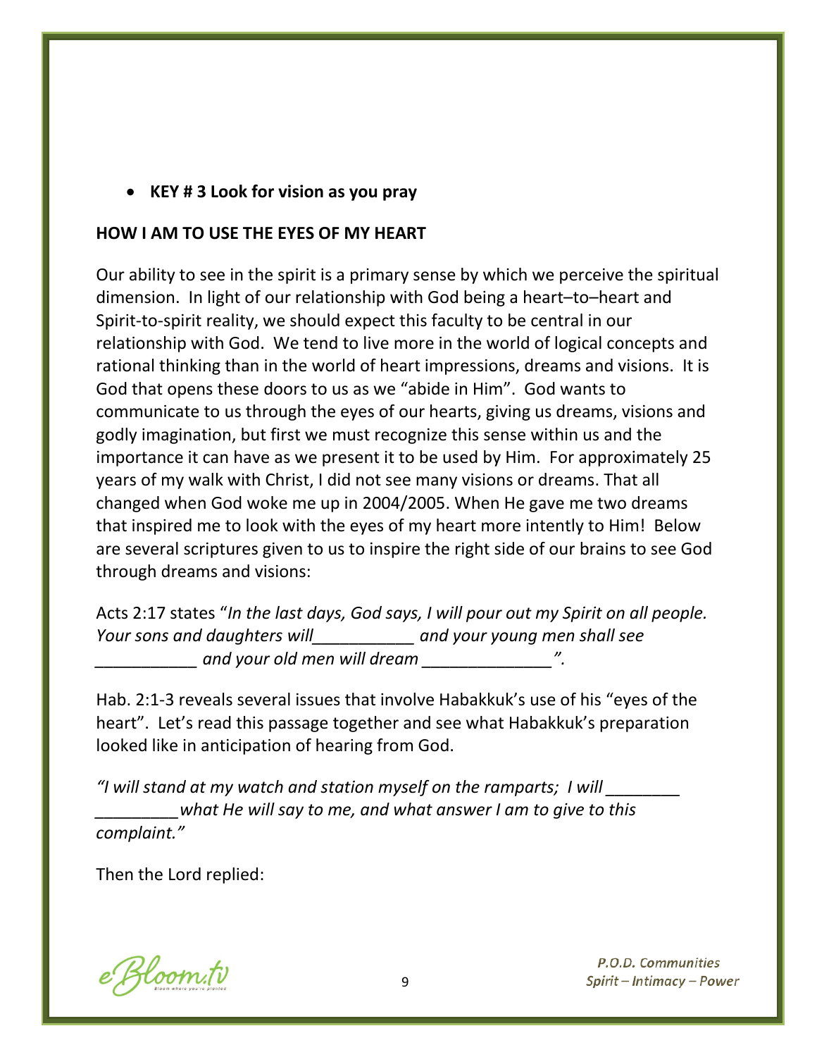- **KEY # 3 Look for vision as you pray**

**HOW I AM TO USE THE EYES OF MY HEART**

Our ability to see in the spirit is a primary sense by which we perceive the spiritual dimension. In light of our relationship with God being a heart–to–heart and Spirit-to-spirit reality, we should expect this faculty to be central in our relationship with God. We tend to live more in the world of logical concepts and rational thinking than in the world of heart impressions, dreams and visions. It is God that opens these doors to us as we "abide in Him". God wants to communicate to us through the eyes of our hearts, giving us dreams, visions and godly imagination, but first we must recognize this sense within us and the importance it can have as we present it to be used by Him. For approximately 25 years of my walk with Christ, I did not see many visions or dreams. That all changed when God woke me up in 2004/2005. When He gave me two dreams that inspired me to look with the eyes of my heart more intently to Him! Below are several scriptures given to us to inspire the right side of our brains to see God through dreams and visions:

Acts 2:17 states "*In the last days, God says, I will pour out my Spirit on all people. Your sons and daughters will___________ and your young men shall see ___________ and your old men will dream ______________".*

Hab. 2:1-3 reveals several issues that involve Habakkuk's use of his "eyes of the heart". Let's read this passage together and see what Habakkuk's preparation looked like in anticipation of hearing from God.

*"I will stand at my watch and station myself on the ramparts; I will ________ _________what He will say to me, and what answer I am to give to this complaint."*

Then the Lord replied: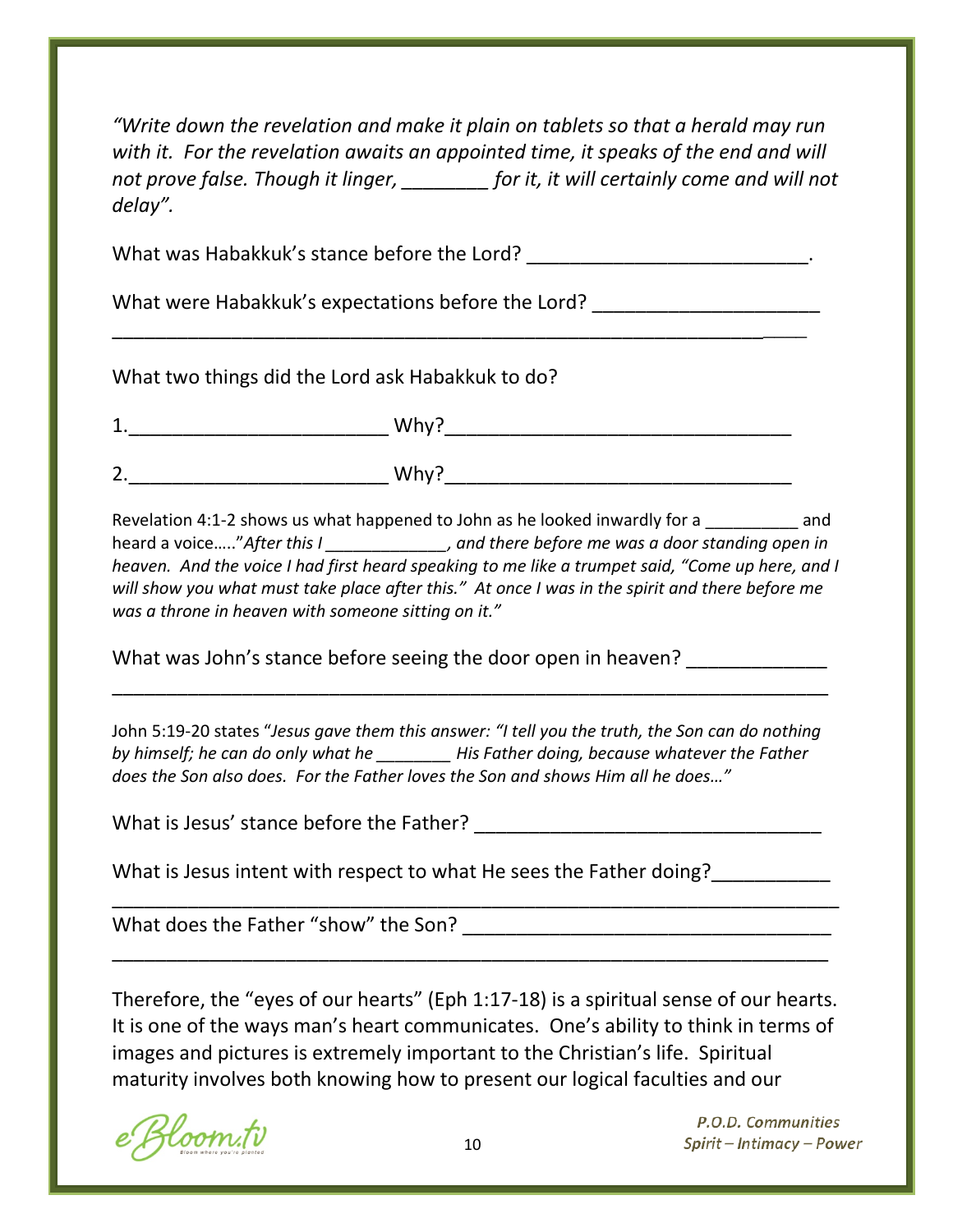*"Write down the revelation and make it plain on tablets so that a herald may run with it. For the revelation awaits an appointed time, it speaks of the end and will not prove false. Though it linger, ________ for it, it will certainly come and will not delay".*

What was Habakkuk's stance before the Lord? _________________________.

What were Habakkuk's expectations before the Lord? ____________________
_______________________________________________________________

What two things did the Lord ask Habakkuk to do?

1.________________________ Why?_______________________________

2.________________________ Why?_______________________________

Revelation 4:1-2 shows us what happened to John as he looked inwardly for a __________ and heard a voice….."*After this I _____________, and there before me was a door standing open in heaven. And the voice I had first heard speaking to me like a trumpet said, "Come up here, and I will show you what must take place after this." At once I was in the spirit and there before me was a throne in heaven with someone sitting on it."*

What was John's stance before seeing the door open in heaven? ____________
_______________________________________________________________

John 5:19-20 states "*Jesus gave them this answer: "I tell you the truth, the Son can do nothing by himself; he can do only what he ________ His Father doing, because whatever the Father does the Son also does. For the Father loves the Son and shows Him all he does…"*

What is Jesus' stance before the Father? _______________________________

What is Jesus intent with respect to what He sees the Father doing?__________
_______________________________________________________________

What does the Father "show" the Son? _________________________________
_______________________________________________________________

Therefore, the "eyes of our hearts" (Eph 1:17-18) is a spiritual sense of our hearts. It is one of the ways man's heart communicates. One's ability to think in terms of images and pictures is extremely important to the Christian's life. Spiritual maturity involves both knowing how to present our logical faculties and our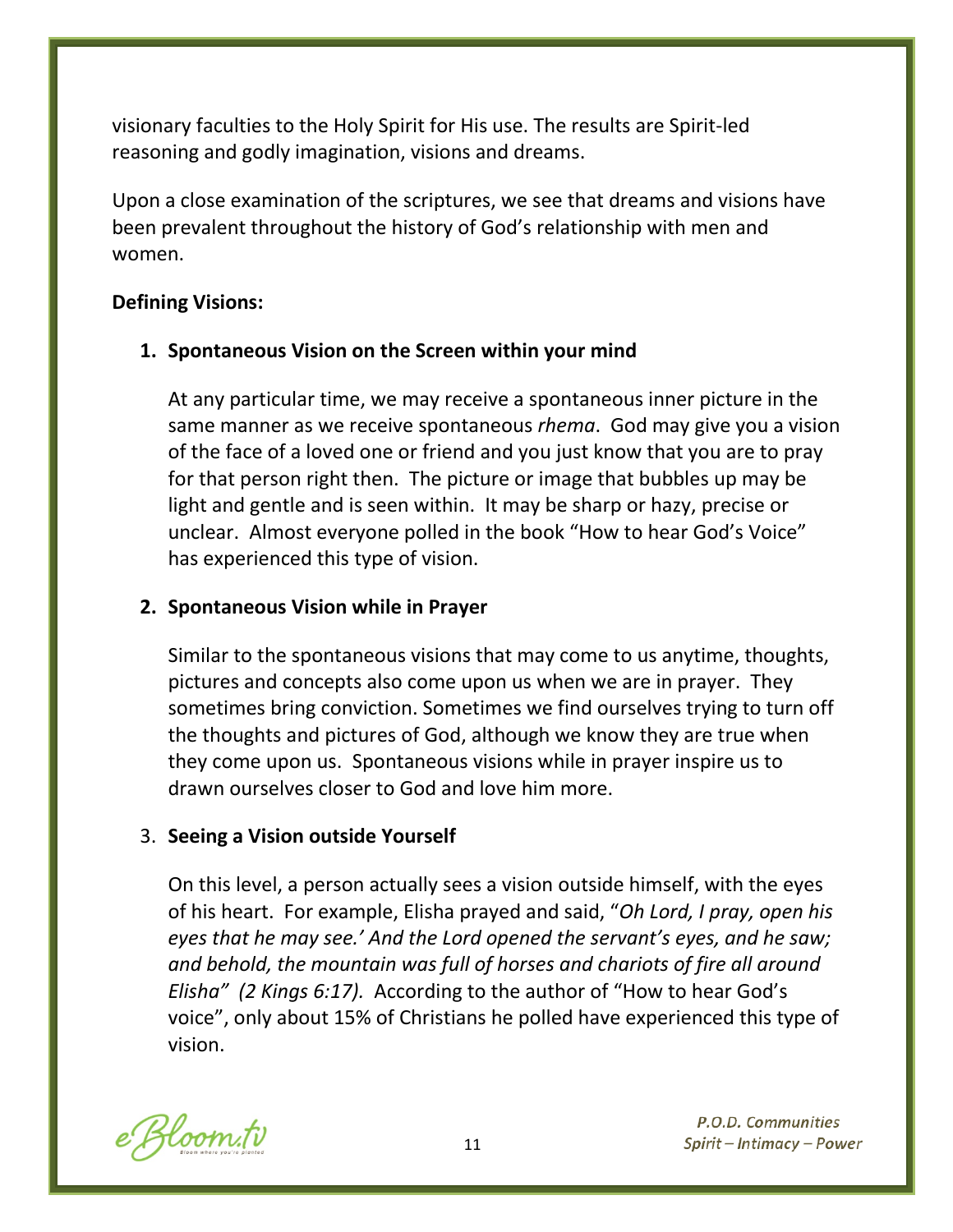visionary faculties to the Holy Spirit for His use. The results are Spirit-led reasoning and godly imagination, visions and dreams.

Upon a close examination of the scriptures, we see that dreams and visions have been prevalent throughout the history of God's relationship with men and women.

**Defining Visions:**

1. **Spontaneous Vision on the Screen within your mind**

   At any particular time, we may receive a spontaneous inner picture in the same manner as we receive spontaneous *rhema*. God may give you a vision of the face of a loved one or friend and you just know that you are to pray for that person right then. The picture or image that bubbles up may be light and gentle and is seen within. It may be sharp or hazy, precise or unclear. Almost everyone polled in the book "How to hear God's Voice" has experienced this type of vision.

2. **Spontaneous Vision while in Prayer**

   Similar to the spontaneous visions that may come to us anytime, thoughts, pictures and concepts also come upon us when we are in prayer. They sometimes bring conviction. Sometimes we find ourselves trying to turn off the thoughts and pictures of God, although we know they are true when they come upon us. Spontaneous visions while in prayer inspire us to drawn ourselves closer to God and love him more.

3. **Seeing a Vision outside Yourself**

   On this level, a person actually sees a vision outside himself, with the eyes of his heart. For example, Elisha prayed and said, "*Oh Lord, I pray, open his eyes that he may see.' And the Lord opened the servant's eyes, and he saw; and behold, the mountain was full of horses and chariots of fire all around Elisha" (2 Kings 6:17).* According to the author of "How to hear God's voice", only about 15% of Christians he polled have experienced this type of vision.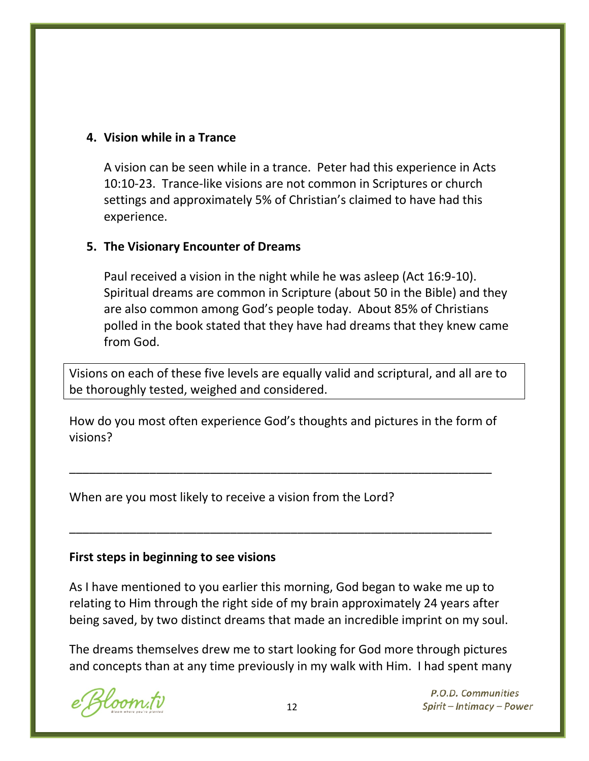4. **Vision while in a Trance**

   A vision can be seen while in a trance. Peter had this experience in Acts 10:10-23. Trance-like visions are not common in Scriptures or church settings and approximately 5% of Christian's claimed to have had this experience.

5. **The Visionary Encounter of Dreams**

   Paul received a vision in the night while he was asleep (Act 16:9-10). Spiritual dreams are common in Scripture (about 50 in the Bible) and they are also common among God's people today. About 85% of Christians polled in the book stated that they have had dreams that they knew came from God.

> Visions on each of these five levels are equally valid and scriptural, and all are to be thoroughly tested, weighed and considered.

How do you most often experience God's thoughts and pictures in the form of visions?

_______________________________________________________________

When are you most likely to receive a vision from the Lord?

_______________________________________________________________

**First steps in beginning to see visions**

As I have mentioned to you earlier this morning, God began to wake me up to relating to Him through the right side of my brain approximately 24 years after being saved, by two distinct dreams that made an incredible imprint on my soul.

The dreams themselves drew me to start looking for God more through pictures and concepts than at any time previously in my walk with Him. I had spent many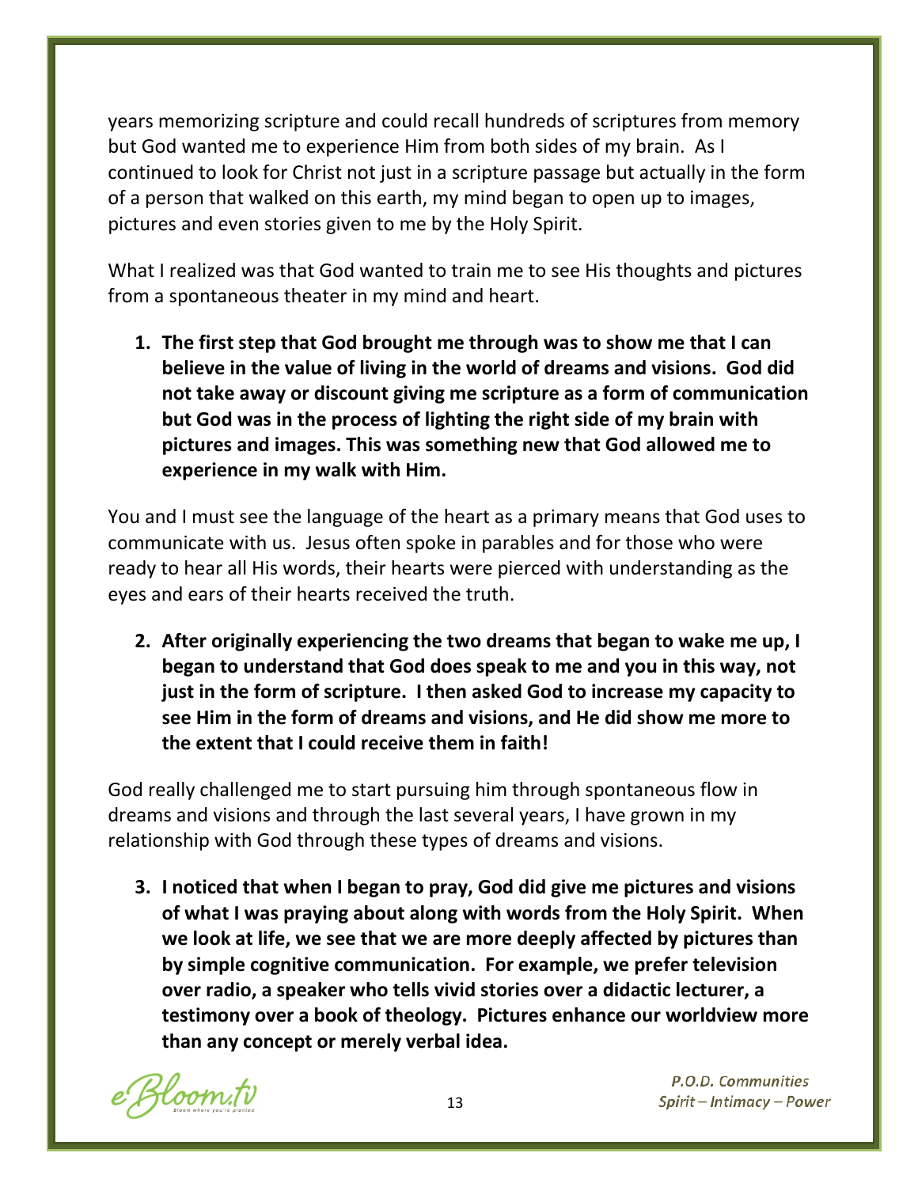years memorizing scripture and could recall hundreds of scriptures from memory but God wanted me to experience Him from both sides of my brain. As I continued to look for Christ not just in a scripture passage but actually in the form of a person that walked on this earth, my mind began to open up to images, pictures and even stories given to me by the Holy Spirit.

What I realized was that God wanted to train me to see His thoughts and pictures from a spontaneous theater in my mind and heart.

1. **The first step that God brought me through was to show me that I can believe in the value of living in the world of dreams and visions. God did not take away or discount giving me scripture as a form of communication but God was in the process of lighting the right side of my brain with pictures and images. This was something new that God allowed me to experience in my walk with Him.**

You and I must see the language of the heart as a primary means that God uses to communicate with us. Jesus often spoke in parables and for those who were ready to hear all His words, their hearts were pierced with understanding as the eyes and ears of their hearts received the truth.

2. **After originally experiencing the two dreams that began to wake me up, I began to understand that God does speak to me and you in this way, not just in the form of scripture. I then asked God to increase my capacity to see Him in the form of dreams and visions, and He did show me more to the extent that I could receive them in faith!**

God really challenged me to start pursuing him through spontaneous flow in dreams and visions and through the last several years, I have grown in my relationship with God through these types of dreams and visions.

3. **I noticed that when I began to pray, God did give me pictures and visions of what I was praying about along with words from the Holy Spirit. When we look at life, we see that we are more deeply affected by pictures than by simple cognitive communication. For example, we prefer television over radio, a speaker who tells vivid stories over a didactic lecturer, a testimony over a book of theology. Pictures enhance our worldview more than any concept or merely verbal idea.**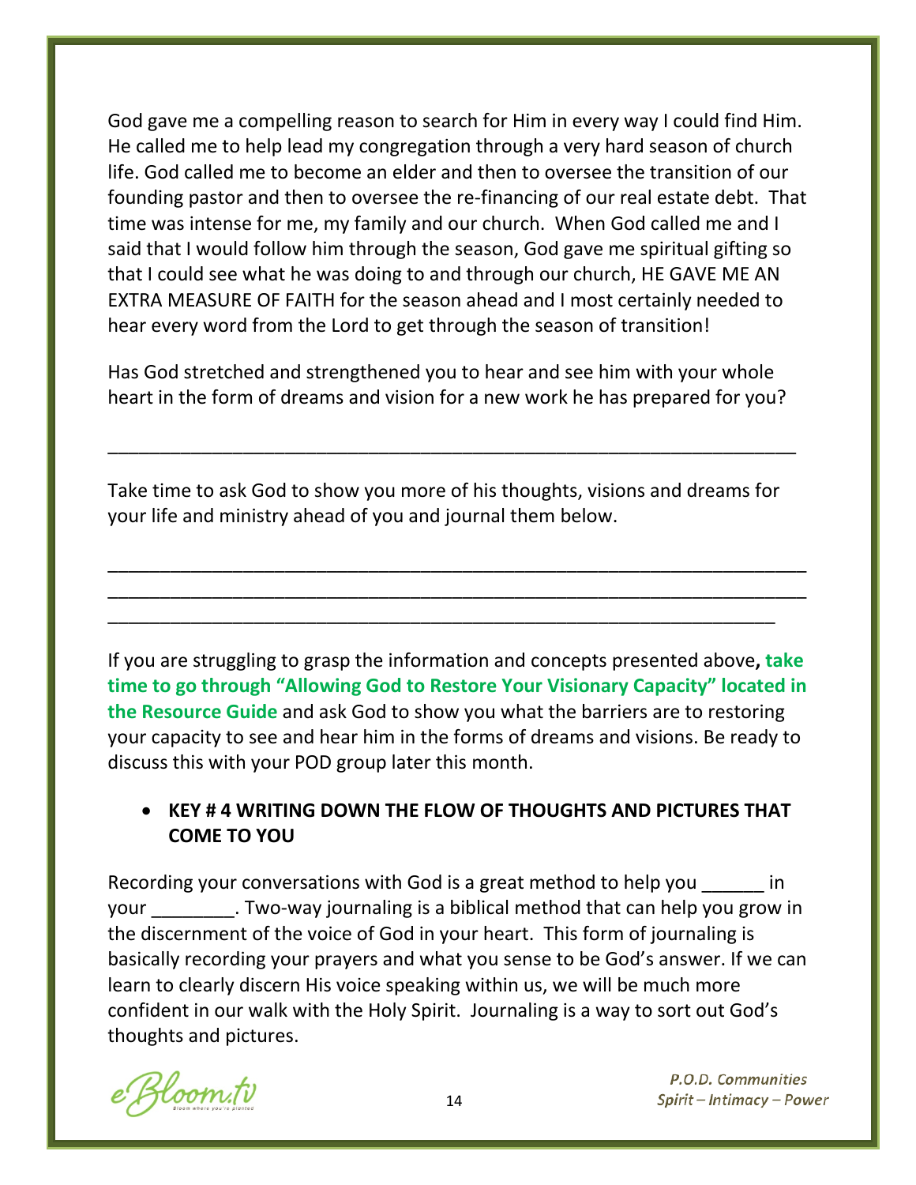God gave me a compelling reason to search for Him in every way I could find Him. He called me to help lead my congregation through a very hard season of church life. God called me to become an elder and then to oversee the transition of our founding pastor and then to oversee the re-financing of our real estate debt. That time was intense for me, my family and our church. When God called me and I said that I would follow him through the season, God gave me spiritual gifting so that I could see what he was doing to and through our church, HE GAVE ME AN EXTRA MEASURE OF FAITH for the season ahead and I most certainly needed to hear every word from the Lord to get through the season of transition!

Has God stretched and strengthened you to hear and see him with your whole heart in the form of dreams and vision for a new work he has prepared for you?

_______________________________________________________________________

Take time to ask God to show you more of his thoughts, visions and dreams for your life and ministry ahead of you and journal them below.

_______________________________________________________________________
_______________________________________________________________________
_______________________________________________________________________

If you are struggling to grasp the information and concepts presented above**, take time to go through "Allowing God to Restore Your Visionary Capacity" located in the Resource Guide** and ask God to show you what the barriers are to restoring your capacity to see and hear him in the forms of dreams and visions. Be ready to discuss this with your POD group later this month.

- **KEY # 4 WRITING DOWN THE FLOW OF THOUGHTS AND PICTURES THAT COME TO YOU**

Recording your conversations with God is a great method to help you ______ in your ________. Two-way journaling is a biblical method that can help you grow in the discernment of the voice of God in your heart. This form of journaling is basically recording your prayers and what you sense to be God's answer. If we can learn to clearly discern His voice speaking within us, we will be much more confident in our walk with the Holy Spirit. Journaling is a way to sort out God's thoughts and pictures.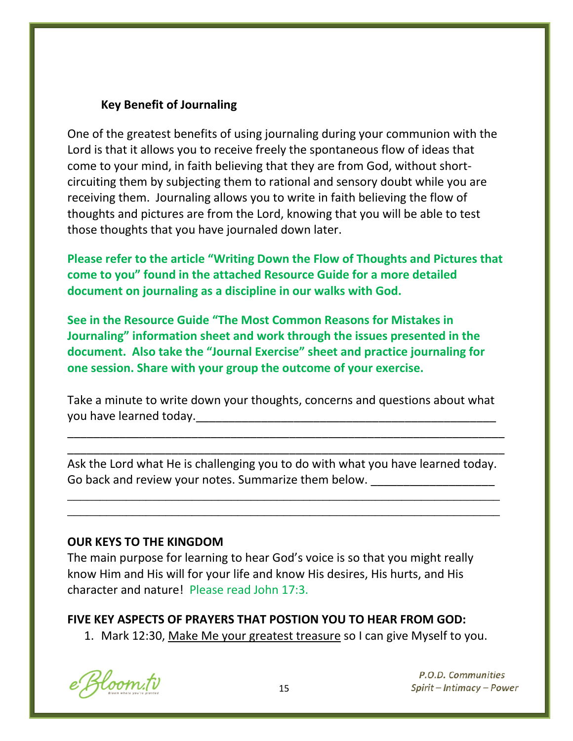### Key Benefit of Journaling

One of the greatest benefits of using journaling during your communion with the Lord is that it allows you to receive freely the spontaneous flow of ideas that come to your mind, in faith believing that they are from God, without short-circuiting them by subjecting them to rational and sensory doubt while you are receiving them. Journaling allows you to write in faith believing the flow of thoughts and pictures are from the Lord, knowing that you will be able to test those thoughts that you have journaled down later.

**Please refer to the article "Writing Down the Flow of Thoughts and Pictures that come to you" found in the attached Resource Guide for a more detailed document on journaling as a discipline in our walks with God.**

**See in the Resource Guide "The Most Common Reasons for Mistakes in Journaling" information sheet and work through the issues presented in the document. Also take the "Journal Exercise" sheet and practice journaling for one session. Share with your group the outcome of your exercise.**

Take a minute to write down your thoughts, concerns and questions about what you have learned today.______________________________________________

_________________________________________________________________

_________________________________________________________________

Ask the Lord what He is challenging you to do with what you have learned today. Go back and review your notes. Summarize them below. ___________________

_________________________________________________________________

_________________________________________________________________

**OUR KEYS TO THE KINGDOM**

The main purpose for learning to hear God's voice is so that you might really know Him and His will for your life and know His desires, His hurts, and His character and nature! Please read John 17:3.

**FIVE KEY ASPECTS OF PRAYERS THAT POSTION YOU TO HEAR FROM GOD:**

1. Mark 12:30, <u>Make Me your greatest treasure</u> so I can give Myself to you.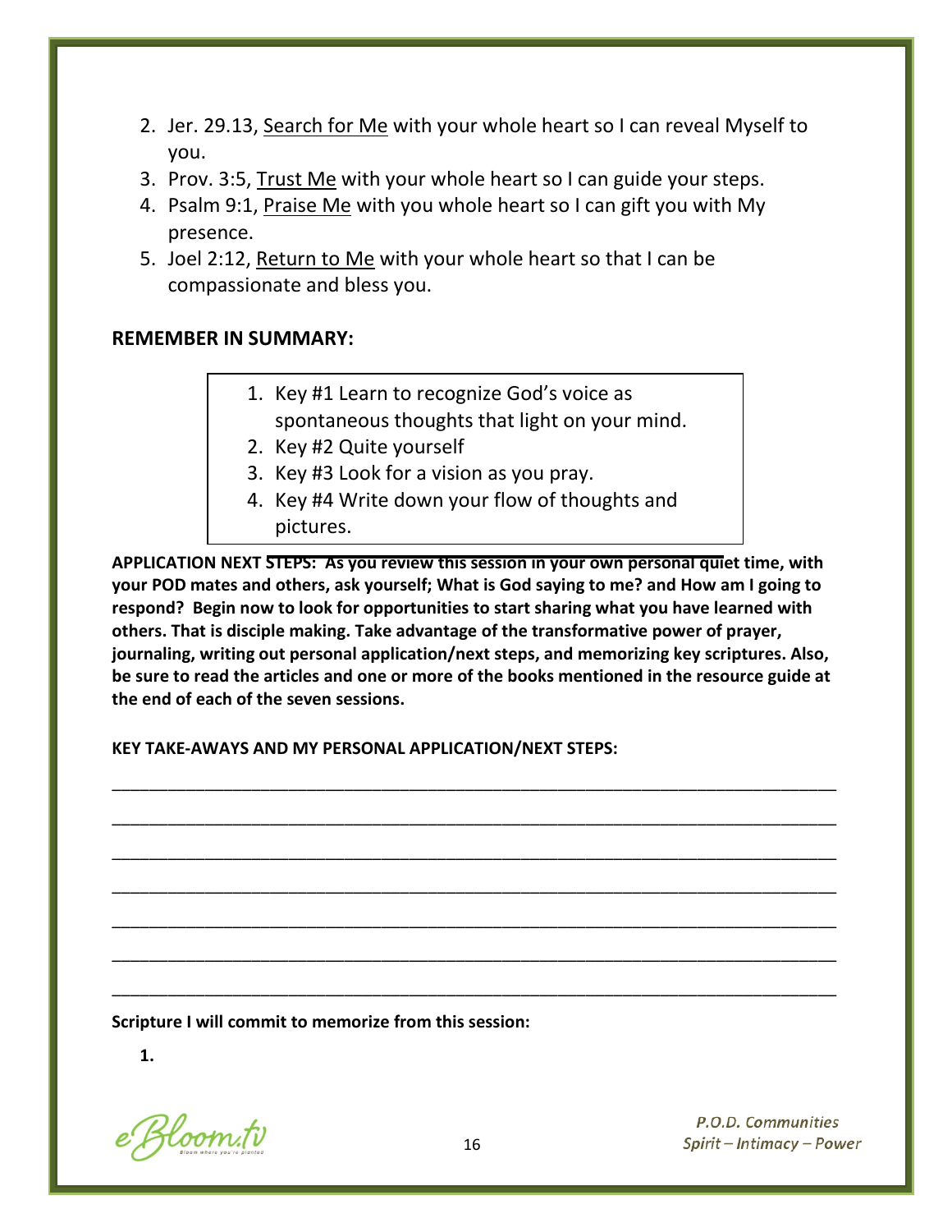2. Jer. 29.13, <u>Search for Me</u> with your whole heart so I can reveal Myself to you.
3. Prov. 3:5, <u>Trust Me</u> with your whole heart so I can guide your steps.
4. Psalm 9:1, <u>Praise Me</u> with you whole heart so I can gift you with My presence.
5. Joel 2:12, <u>Return to Me</u> with your whole heart so that I can be compassionate and bless you.

### REMEMBER IN SUMMARY:

1. Key #1 Learn to recognize God's voice as spontaneous thoughts that light on your mind.
2. Key #2 Quite yourself
3. Key #3 Look for a vision as you pray.
4. Key #4 Write down your flow of thoughts and pictures.

**APPLICATION NEXT STEPS: As you review this session in your own personal quiet time, with your POD mates and others, ask yourself; What is God saying to me? and How am I going to respond? Begin now to look for opportunities to start sharing what you have learned with others. That is disciple making. Take advantage of the transformative power of prayer, journaling, writing out personal application/next steps, and memorizing key scriptures. Also, be sure to read the articles and one or more of the books mentioned in the resource guide at the end of each of the seven sessions.**

**KEY TAKE-AWAYS AND MY PERSONAL APPLICATION/NEXT STEPS:**

_______________________________________________________________________________

_______________________________________________________________________________

_______________________________________________________________________________

_______________________________________________________________________________

_______________________________________________________________________________

_______________________________________________________________________________

_______________________________________________________________________________

**Scripture I will commit to memorize from this session:**

**1.**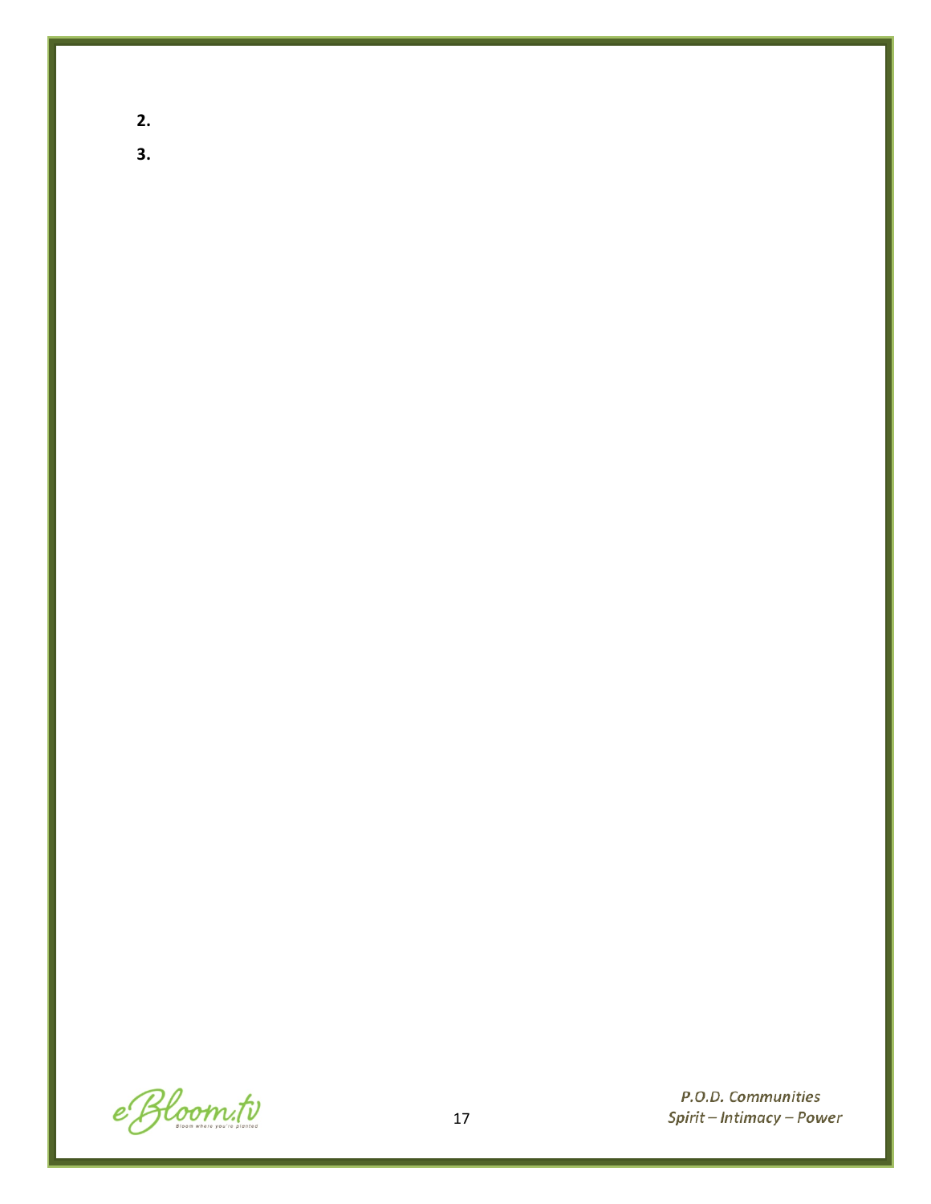**2.**

**3.**